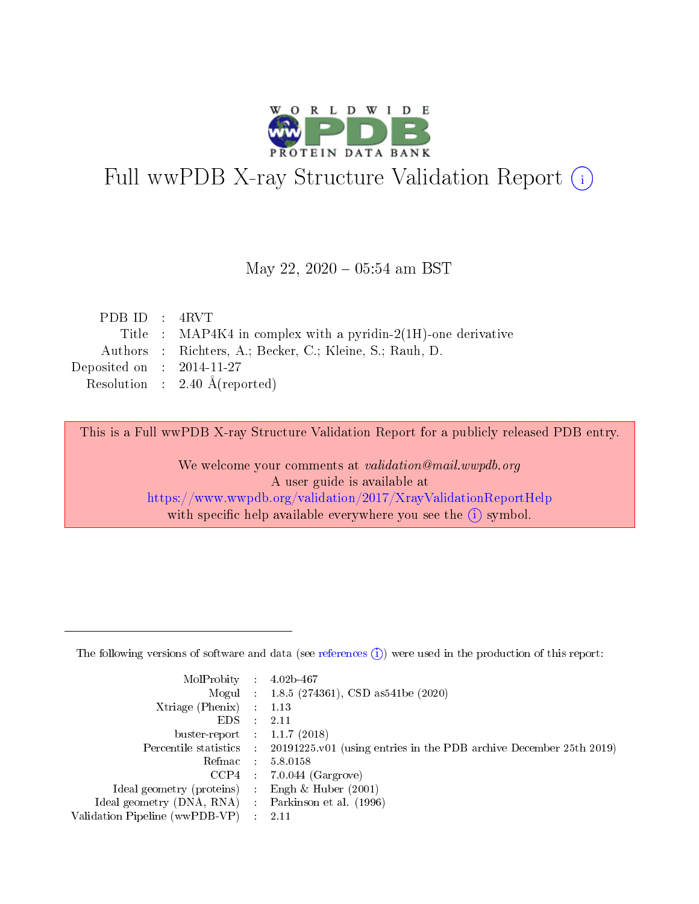# Full wwPDB X-ray Structure Validation Report (i)

May 22, 2020 – 05:54 am BST

| | | |
|---|---|---|
| PDB ID | : | 4RVT |
| Title | : | MAP4K4 in complex with a pyridin-2(1H)-one derivative |
| Authors | : | Richters, A.; Becker, C.; Kleine, S.; Rauh, D. |
| Deposited on | : | 2014-11-27 |
| Resolution | : | 2.40 Å(reported) |

This is a Full wwPDB X-ray Structure Validation Report for a publicly released PDB entry.

We welcome your comments at *validation@mail.wwpdb.org*
A user guide is available at
https://www.wwpdb.org/validation/2017/XrayValidationReportHelp
with specific help available everywhere you see the (i) symbol.

---

The following versions of software and data (see references (i)) were used in the production of this report:

| | | |
|---|---|---|
| MolProbity | : | 4.02b-467 |
| Mogul | : | 1.8.5 (274361), CSD as541be (2020) |
| Xtriage (Phenix) | : | 1.13 |
| EDS | : | 2.11 |
| buster-report | : | 1.1.7 (2018) |
| Percentile statistics | : | 20191225.v01 (using entries in the PDB archive December 25th 2019) |
| Refmac | : | 5.8.0158 |
| CCP4 | : | 7.0.044 (Gargrove) |
| Ideal geometry (proteins) | : | Engh & Huber (2001) |
| Ideal geometry (DNA, RNA) | : | Parkinson et al. (1996) |
| Validation Pipeline (wwPDB-VP) | : | 2.11 |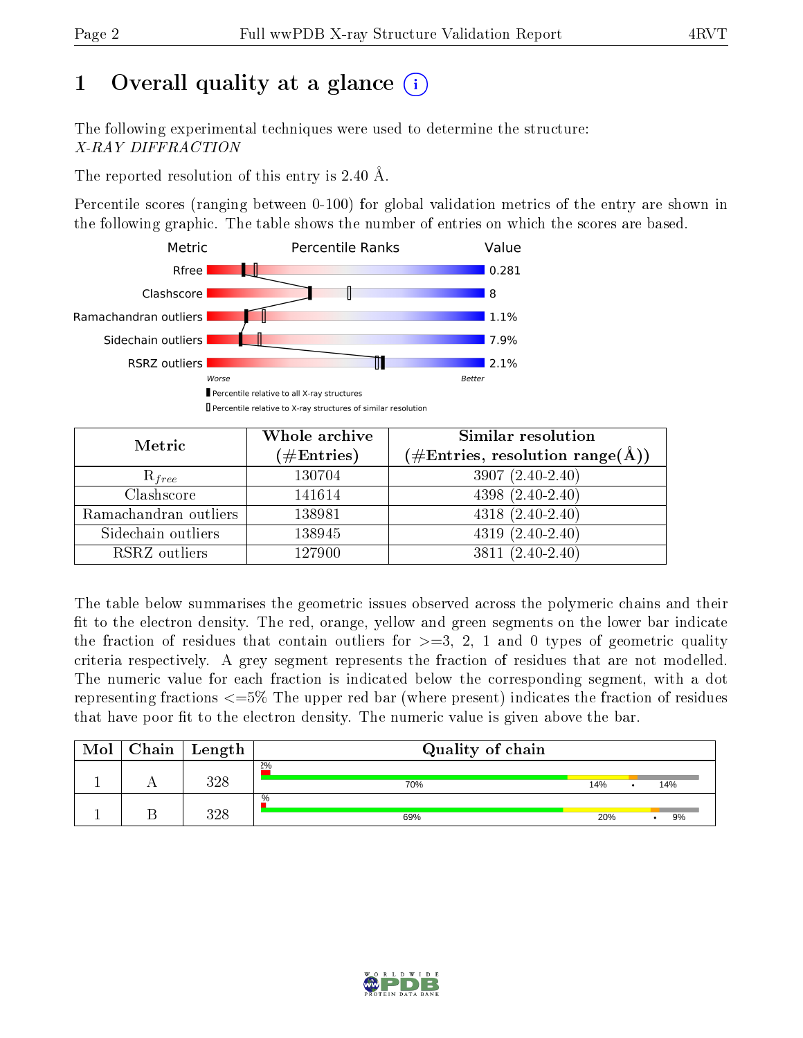# 1 Overall quality at a glance (i)

The following experimental techniques were used to determine the structure:
*X-RAY DIFFRACTION*

The reported resolution of this entry is 2.40 Å.

Percentile scores (ranging between 0-100) for global validation metrics of the entry are shown in the following graphic. The table shows the number of entries on which the scores are based.

| Metric | Value |
|---|---|
| Rfree | 0.281 |
| Clashscore | 8 |
| Ramachandran outliers | 1.1% |
| Sidechain outliers | 7.9% |
| RSRZ outliers | 2.1% |

Worse — Better

▮ Percentile relative to all X-ray structures
▯ Percentile relative to X-ray structures of similar resolution

| Metric | Whole archive (#Entries) | Similar resolution (#Entries, resolution range(Å)) |
|---|---|---|
| $R_{free}$ | 130704 | 3907 (2.40-2.40) |
| Clashscore | 141614 | 4398 (2.40-2.40) |
| Ramachandran outliers | 138981 | 4318 (2.40-2.40) |
| Sidechain outliers | 138945 | 4319 (2.40-2.40) |
| RSRZ outliers | 127900 | 3811 (2.40-2.40) |

The table below summarises the geometric issues observed across the polymeric chains and their fit to the electron density. The red, orange, yellow and green segments on the lower bar indicate the fraction of residues that contain outliers for >=3, 2, 1 and 0 types of geometric quality criteria respectively. A grey segment represents the fraction of residues that are not modelled. The numeric value for each fraction is indicated below the corresponding segment, with a dot representing fractions <=5% The upper red bar (where present) indicates the fraction of residues that have poor fit to the electron density. The numeric value is given above the bar.

| Mol | Chain | Length | Quality of chain |
|---|---|---|---|
| 1 | A | 328 | 2%; 70%, 14%, •, 14% |
| 1 | B | 328 | %; 69%, 20%, •, 9% |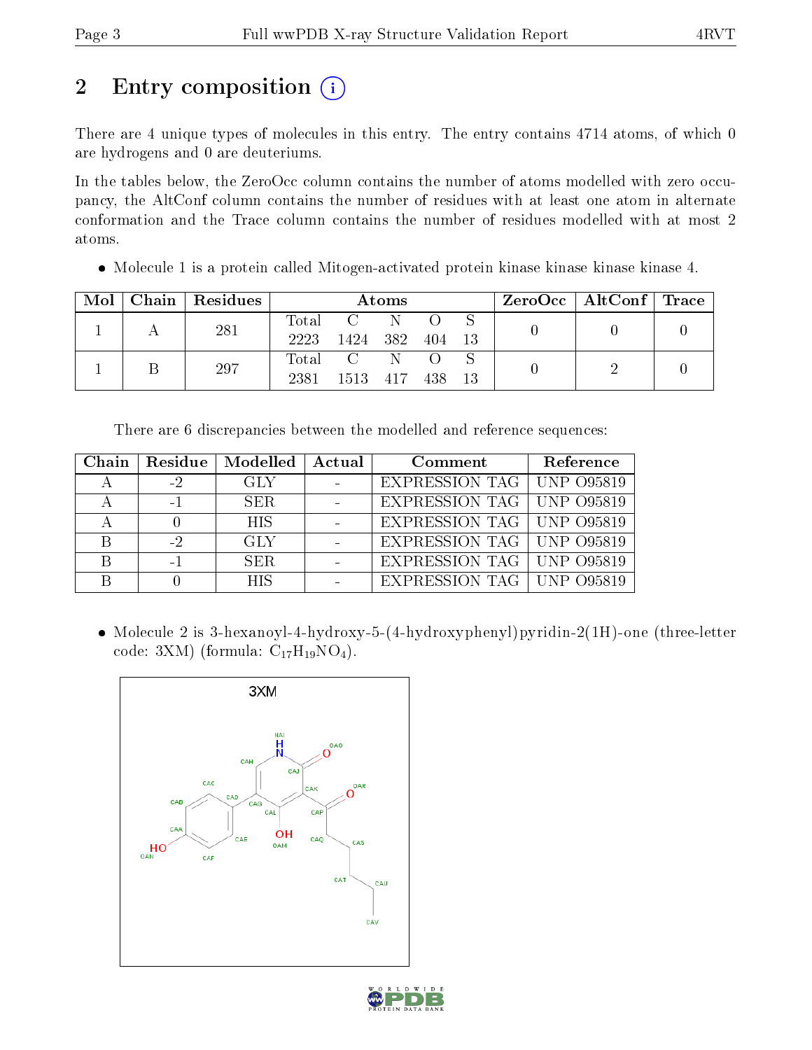# 2 Entry composition

There are 4 unique types of molecules in this entry. The entry contains 4714 atoms, of which 0 are hydrogens and 0 are deuteriums.

In the tables below, the ZeroOcc column contains the number of atoms modelled with zero occupancy, the AltConf column contains the number of residues with at least one atom in alternate conformation and the Trace column contains the number of residues modelled with at most 2 atoms.

- Molecule 1 is a protein called Mitogen-activated protein kinase kinase kinase kinase 4.

| Mol | Chain | Residues | Atoms | | | | | ZeroOcc | AltConf | Trace |
|---|---|---|---|---|---|---|---|---|---|---|
| 1 | A | 281 | Total<br>2223 | C<br>1424 | N<br>382 | O<br>404 | S<br>13 | 0 | 0 | 0 |
| 1 | B | 297 | Total<br>2381 | C<br>1513 | N<br>417 | O<br>438 | S<br>13 | 0 | 2 | 0 |

There are 6 discrepancies between the modelled and reference sequences:

| Chain | Residue | Modelled | Actual | Comment | Reference |
|---|---|---|---|---|---|
| A | -2 | GLY | - | EXPRESSION TAG | UNP O95819 |
| A | -1 | SER | - | EXPRESSION TAG | UNP O95819 |
| A | 0 | HIS | - | EXPRESSION TAG | UNP O95819 |
| B | -2 | GLY | - | EXPRESSION TAG | UNP O95819 |
| B | -1 | SER | - | EXPRESSION TAG | UNP O95819 |
| B | 0 | HIS | - | EXPRESSION TAG | UNP O95819 |

- Molecule 2 is 3-hexanoyl-4-hydroxy-5-(4-hydroxyphenyl)pyridin-2(1H)-one (three-letter code: 3XM) (formula: $C_{17}H_{19}NO_4$).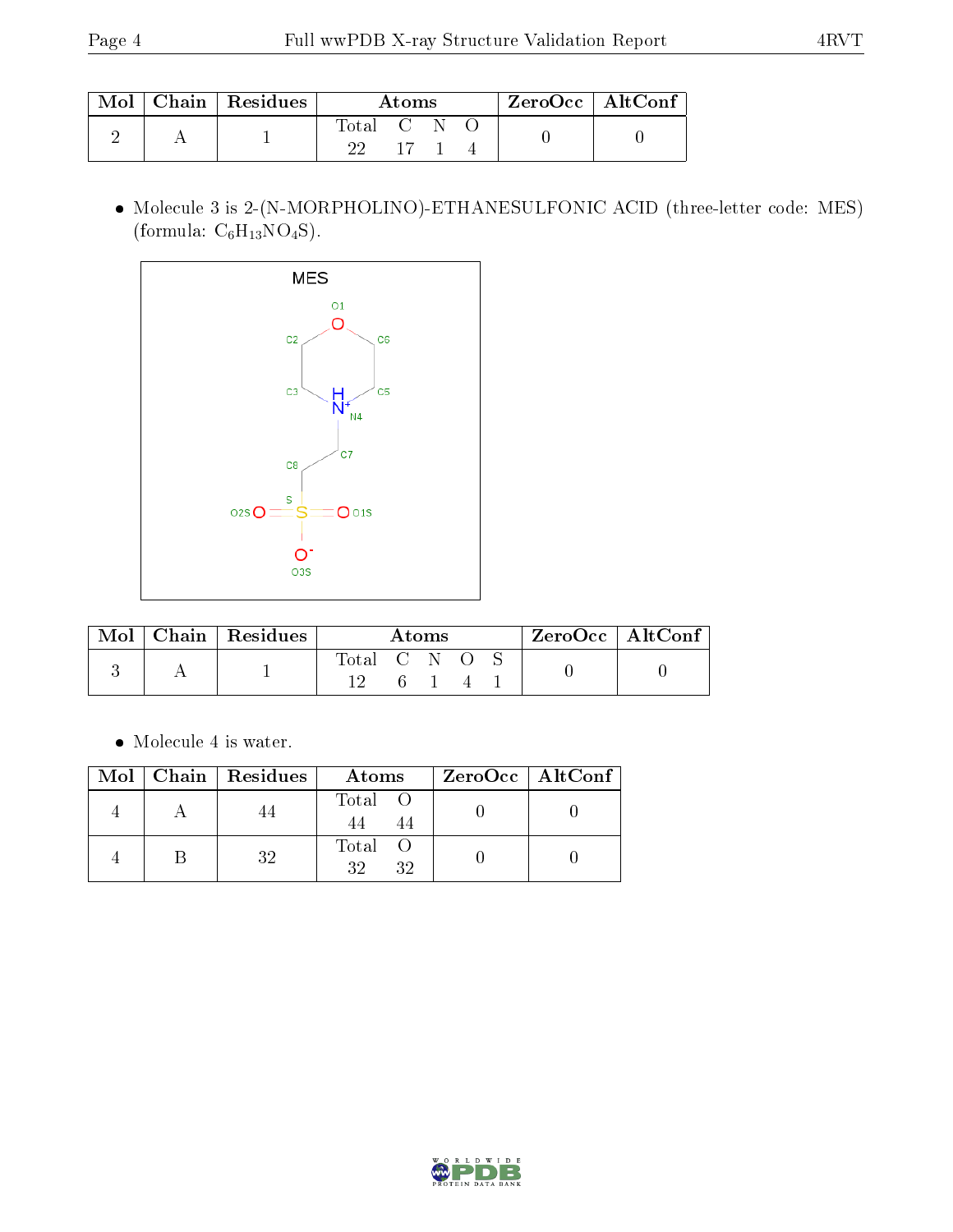| Mol | Chain | Residues | Atoms | | | | ZeroOcc | AltConf |
|---|---|---|---|---|---|---|---|---|
| | | | Total | C | N | O | | |
| 2 | A | 1 | 22 | 17 | 1 | 4 | 0 | 0 |

- Molecule 3 is 2-(N-MORPHOLINO)-ETHANESULFONIC ACID (three-letter code: MES) (formula: $C_6H_{13}NO_4S$).

| Mol | Chain | Residues | Atoms | | | | | ZeroOcc | AltConf |
|---|---|---|---|---|---|---|---|---|---|
| | | | Total | C | N | O | S | | |
| 3 | A | 1 | 12 | 6 | 1 | 4 | 1 | 0 | 0 |

- Molecule 4 is water.

| Mol | Chain | Residues | Atoms | | ZeroOcc | AltConf |
|---|---|---|---|---|---|---|
| | | | Total | O | | |
| 4 | A | 44 | 44 | 44 | 0 | 0 |
| 4 | B | 32 | 32 | 32 | 0 | 0 |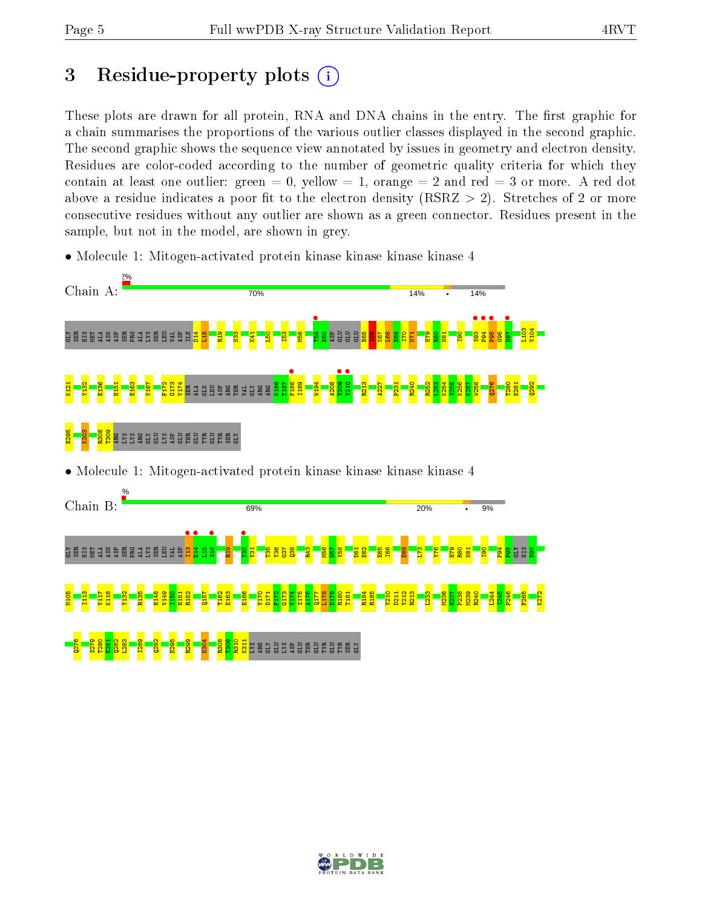# 3 Residue-property plots

These plots are drawn for all protein, RNA and DNA chains in the entry. The first graphic for a chain summarises the proportions of the various outlier classes displayed in the second graphic. The second graphic shows the sequence view annotated by issues in geometry and electron density. Residues are color-coded according to the number of geometric quality criteria for which they contain at least one outlier: green = 0, yellow = 1, orange = 2 and red = 3 or more. A red dot above a residue indicates a poor fit to the electron density (RSRZ > 2). Stretches of 2 or more consecutive residues without any outlier are shown as a green connector. Residues present in the sample, but not in the model, are shown in grey.

- Molecule 1: Mitogen-activated protein kinase kinase kinase kinase 4

Chain A: 2% | 70% | 14% | • | 14%

GLY SER HIS MET ALA ASN ASP SER PRO ALA LYS SER LEU VAL ASP ILE D14 L15 R19 N33 K41 L50 I53 M56 T59 E60 ASP GLU GLU GLU E65 I66 K67 L68 E69 I70 N71 H79 R80 N81 I90 S93 P94 P95 G96 H97 L103 V104

K121 Y132 E136 H151 E163 V167 F172 G173 V174 SER ALA GLN LEU ASP ARG THR VAL GLY ARG ARG N186 T187 F188 I189 W194 A208 T209 Y210 R213 A227 P231 R240 R252 L253 K254 S255 K256 K257 W258 Q276 T280 E281 Q292

E295 K303 R308 T309 ARG LYS LYS ARG GLY GLU LYS ASP GLU THR GLU TYR GLU TYR SER GLY

- Molecule 1: Mitogen-activated protein kinase kinase kinase kinase 4

Chain B: % | 69% | 20% | • | 9%

GLY SER HIS MET ALA ASN ASP SER PRO ALA LYS SER LEU VAL ASP I13 D14 L15 S16 R19 V30 V31 T35 Y36 G37 Q38 R43 M56 D57 V58 D61 E62 E65 I66 E69 L73 Y76 H79 R80 N81 I90 P94 P95 GLY HIS D98

M105 I113 V117 K118 Y132 R135 H148 V149 I150 H151 R152 Q157 T162 E163 E166 V170 D171 F172 G173 V174 S175 A176 Q177 L178 D179 R180 T181 R184 R185 Y210 D211 Y212 R213 L233 M236 H237 P238 M239 R240 L244 I245 P246 F265 K272

Q276 S279 T280 E281 Q282 L283 I289 Q292 E295 R299 D304 R308 T309 R310 K311 LYS ARG GLY GLU LYS ASP GLU THR GLU TYR GLU TYR SER GLY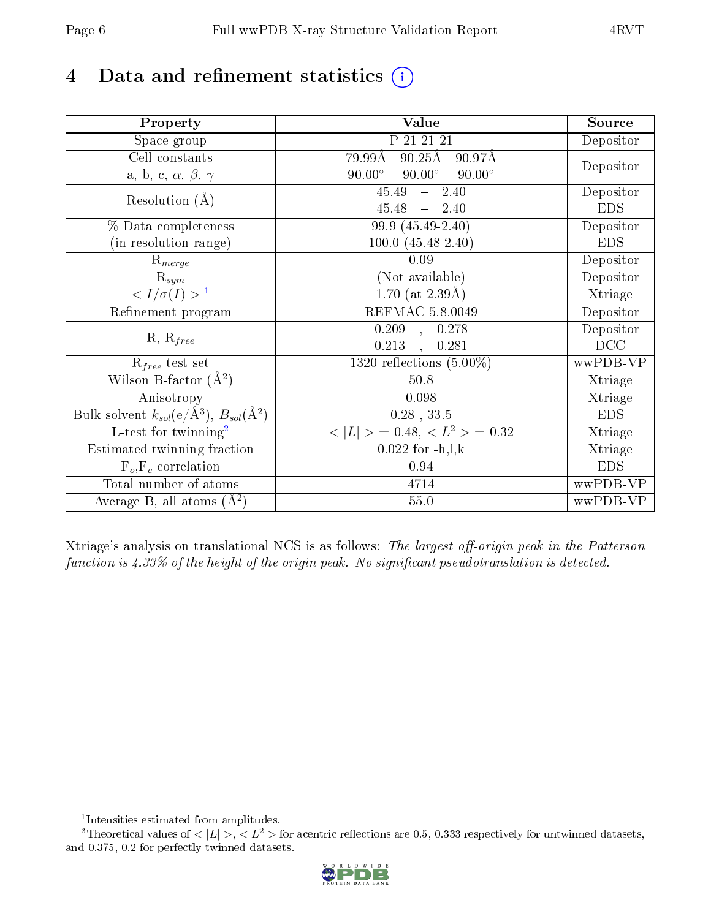# 4 Data and refinement statistics

| Property | Value | Source |
|---|---|---|
| Space group | P 21 21 21 | Depositor |
| Cell constants<br>a, b, c, $\alpha$, $\beta$, $\gamma$ | 79.99Å 90.25Å 90.97Å<br>90.00° 90.00° 90.00° | Depositor |
| Resolution (Å) | 45.49 – 2.40<br>45.48 – 2.40 | Depositor<br>EDS |
| % Data completeness<br>(in resolution range) | 99.9 (45.49-2.40)<br>100.0 (45.48-2.40) | Depositor<br>EDS |
| $R_{merge}$ | 0.09 | Depositor |
| $R_{sym}$ | (Not available) | Depositor |
| $< I/\sigma(I) >$ [1] | 1.70 (at 2.39Å) | Xtriage |
| Refinement program | REFMAC 5.8.0049 | Depositor |
| R, $R_{free}$ | 0.209 , 0.278<br>0.213 , 0.281 | Depositor<br>DCC |
| $R_{free}$ test set | 1320 reflections (5.00%) | wwPDB-VP |
| Wilson B-factor (Å$^2$) | 50.8 | Xtriage |
| Anisotropy | 0.098 | Xtriage |
| Bulk solvent $k_{sol}$(e/Å$^3$), $B_{sol}$(Å$^2$) | 0.28 , 33.5 | EDS |
| L-test for twinning[2] | $< \|L\| >$ = 0.48, $< L^2 >$ = 0.32 | Xtriage |
| Estimated twinning fraction | 0.022 for -h,l,k | Xtriage |
| $F_o$,$F_c$ correlation | 0.94 | EDS |
| Total number of atoms | 4714 | wwPDB-VP |
| Average B, all atoms (Å$^2$) | 55.0 | wwPDB-VP |

Xtriage's analysis on translational NCS is as follows: *The largest off-origin peak in the Patterson function is 4.33% of the height of the origin peak. No significant pseudotranslation is detected.*

[1] Intensities estimated from amplitudes.

[2] Theoretical values of $< |L| >$, $< L^2 >$ for acentric reflections are 0.5, 0.333 respectively for untwinned datasets, and 0.375, 0.2 for perfectly twinned datasets.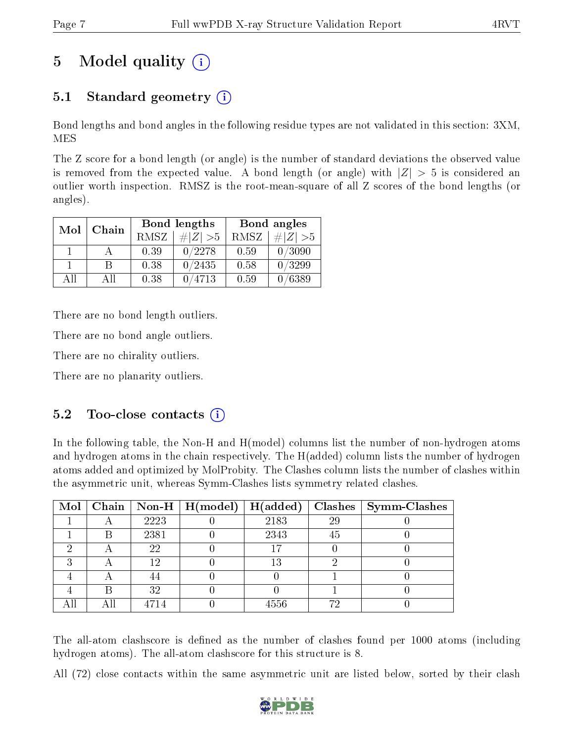# 5 Model quality (i)

## 5.1 Standard geometry (i)

Bond lengths and bond angles in the following residue types are not validated in this section: 3XM, MES

The Z score for a bond length (or angle) is the number of standard deviations the observed value is removed from the expected value. A bond length (or angle) with $|Z| > 5$ is considered an outlier worth inspection. RMSZ is the root-mean-square of all Z scores of the bond lengths (or angles).

| Mol | Chain | Bond lengths | | Bond angles | |
|---|---|---|---|---|---|
| | | RMSZ | #$\|Z\|$ >5 | RMSZ | #$\|Z\|$ >5 |
| 1 | A | 0.39 | 0/2278 | 0.59 | 0/3090 |
| 1 | B | 0.38 | 0/2435 | 0.58 | 0/3299 |
| All | All | 0.38 | 0/4713 | 0.59 | 0/6389 |

There are no bond length outliers.

There are no bond angle outliers.

There are no chirality outliers.

There are no planarity outliers.

## 5.2 Too-close contacts (i)

In the following table, the Non-H and H(model) columns list the number of non-hydrogen atoms and hydrogen atoms in the chain respectively. The H(added) column lists the number of hydrogen atoms added and optimized by MolProbity. The Clashes column lists the number of clashes within the asymmetric unit, whereas Symm-Clashes lists symmetry related clashes.

| Mol | Chain | Non-H | H(model) | H(added) | Clashes | Symm-Clashes |
|---|---|---|---|---|---|---|
| 1 | A | 2223 | 0 | 2183 | 29 | 0 |
| 1 | B | 2381 | 0 | 2343 | 45 | 0 |
| 2 | A | 22 | 0 | 17 | 0 | 0 |
| 3 | A | 12 | 0 | 13 | 2 | 0 |
| 4 | A | 44 | 0 | 0 | 1 | 0 |
| 4 | B | 32 | 0 | 0 | 1 | 0 |
| All | All | 4714 | 0 | 4556 | 72 | 0 |

The all-atom clashscore is defined as the number of clashes found per 1000 atoms (including hydrogen atoms). The all-atom clashscore for this structure is 8.

All (72) close contacts within the same asymmetric unit are listed below, sorted by their clash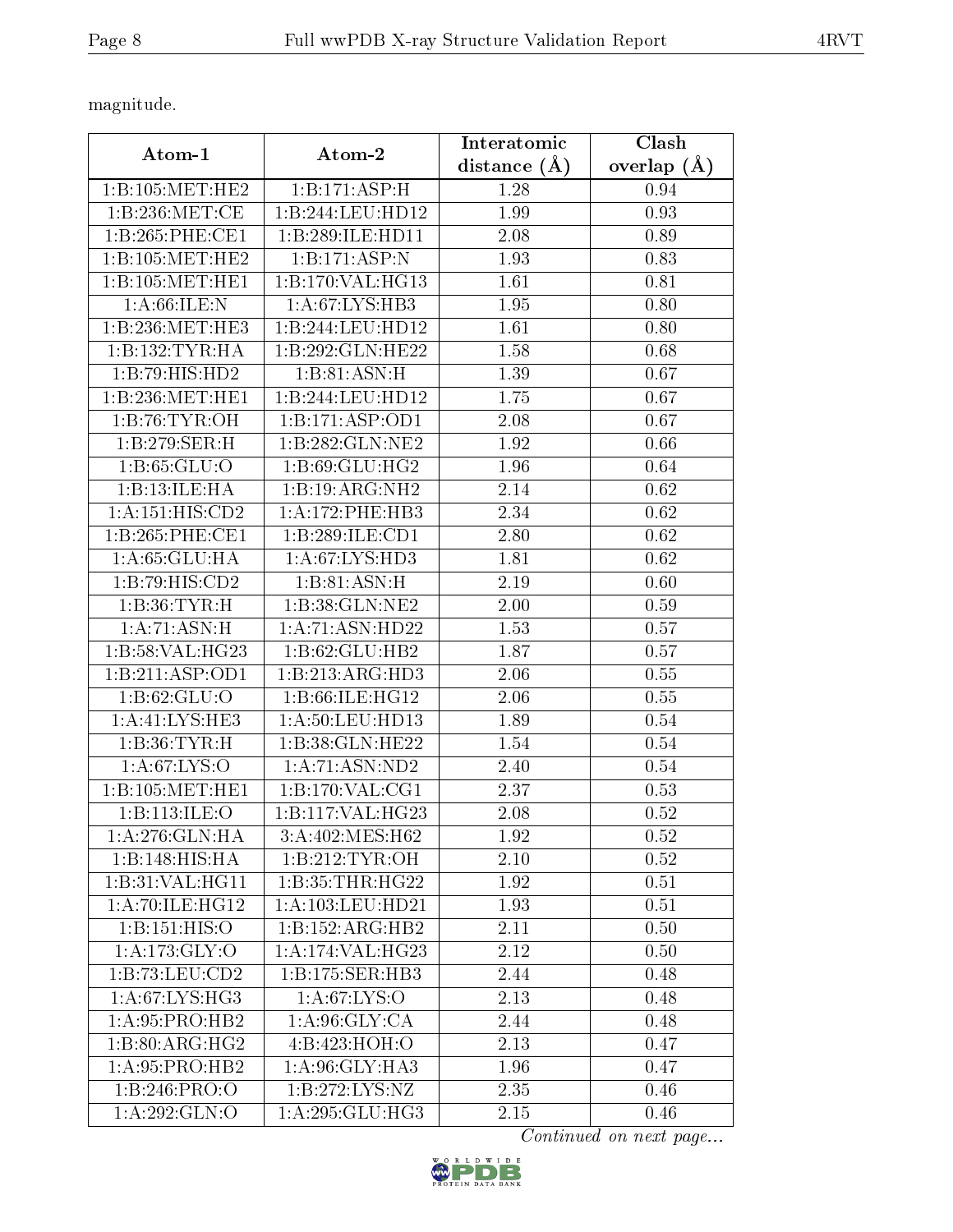magnitude.

| Atom-1 | Atom-2 | Interatomic distance (Å) | Clash overlap (Å) |
|---|---|---|---|
| 1:B:105:MET:HE2 | 1:B:171:ASP:H | 1.28 | 0.94 |
| 1:B:236:MET:CE | 1:B:244:LEU:HD12 | 1.99 | 0.93 |
| 1:B:265:PHE:CE1 | 1:B:289:ILE:HD11 | 2.08 | 0.89 |
| 1:B:105:MET:HE2 | 1:B:171:ASP:N | 1.93 | 0.83 |
| 1:B:105:MET:HE1 | 1:B:170:VAL:HG13 | 1.61 | 0.81 |
| 1:A:66:ILE:N | 1:A:67:LYS:HB3 | 1.95 | 0.80 |
| 1:B:236:MET:HE3 | 1:B:244:LEU:HD12 | 1.61 | 0.80 |
| 1:B:132:TYR:HA | 1:B:292:GLN:HE22 | 1.58 | 0.68 |
| 1:B:79:HIS:HD2 | 1:B:81:ASN:H | 1.39 | 0.67 |
| 1:B:236:MET:HE1 | 1:B:244:LEU:HD12 | 1.75 | 0.67 |
| 1:B:76:TYR:OH | 1:B:171:ASP:OD1 | 2.08 | 0.67 |
| 1:B:279:SER:H | 1:B:282:GLN:NE2 | 1.92 | 0.66 |
| 1:B:65:GLU:O | 1:B:69:GLU:HG2 | 1.96 | 0.64 |
| 1:B:13:ILE:HA | 1:B:19:ARG:NH2 | 2.14 | 0.62 |
| 1:A:151:HIS:CD2 | 1:A:172:PHE:HB3 | 2.34 | 0.62 |
| 1:B:265:PHE:CE1 | 1:B:289:ILE:CD1 | 2.80 | 0.62 |
| 1:A:65:GLU:HA | 1:A:67:LYS:HD3 | 1.81 | 0.62 |
| 1:B:79:HIS:CD2 | 1:B:81:ASN:H | 2.19 | 0.60 |
| 1:B:36:TYR:H | 1:B:38:GLN:NE2 | 2.00 | 0.59 |
| 1:A:71:ASN:H | 1:A:71:ASN:HD22 | 1.53 | 0.57 |
| 1:B:58:VAL:HG23 | 1:B:62:GLU:HB2 | 1.87 | 0.57 |
| 1:B:211:ASP:OD1 | 1:B:213:ARG:HD3 | 2.06 | 0.55 |
| 1:B:62:GLU:O | 1:B:66:ILE:HG12 | 2.06 | 0.55 |
| 1:A:41:LYS:HE3 | 1:A:50:LEU:HD13 | 1.89 | 0.54 |
| 1:B:36:TYR:H | 1:B:38:GLN:HE22 | 1.54 | 0.54 |
| 1:A:67:LYS:O | 1:A:71:ASN:ND2 | 2.40 | 0.54 |
| 1:B:105:MET:HE1 | 1:B:170:VAL:CG1 | 2.37 | 0.53 |
| 1:B:113:ILE:O | 1:B:117:VAL:HG23 | 2.08 | 0.52 |
| 1:A:276:GLN:HA | 3:A:402:MES:H62 | 1.92 | 0.52 |
| 1:B:148:HIS:HA | 1:B:212:TYR:OH | 2.10 | 0.52 |
| 1:B:31:VAL:HG11 | 1:B:35:THR:HG22 | 1.92 | 0.51 |
| 1:A:70:ILE:HG12 | 1:A:103:LEU:HD21 | 1.93 | 0.51 |
| 1:B:151:HIS:O | 1:B:152:ARG:HB2 | 2.11 | 0.50 |
| 1:A:173:GLY:O | 1:A:174:VAL:HG23 | 2.12 | 0.50 |
| 1:B:73:LEU:CD2 | 1:B:175:SER:HB3 | 2.44 | 0.48 |
| 1:A:67:LYS:HG3 | 1:A:67:LYS:O | 2.13 | 0.48 |
| 1:A:95:PRO:HB2 | 1:A:96:GLY:CA | 2.44 | 0.48 |
| 1:B:80:ARG:HG2 | 4:B:423:HOH:O | 2.13 | 0.47 |
| 1:A:95:PRO:HB2 | 1:A:96:GLY:HA3 | 1.96 | 0.47 |
| 1:B:246:PRO:O | 1:B:272:LYS:NZ | 2.35 | 0.46 |
| 1:A:292:GLN:O | 1:A:295:GLU:HG3 | 2.15 | 0.46 |

*Continued on next page...*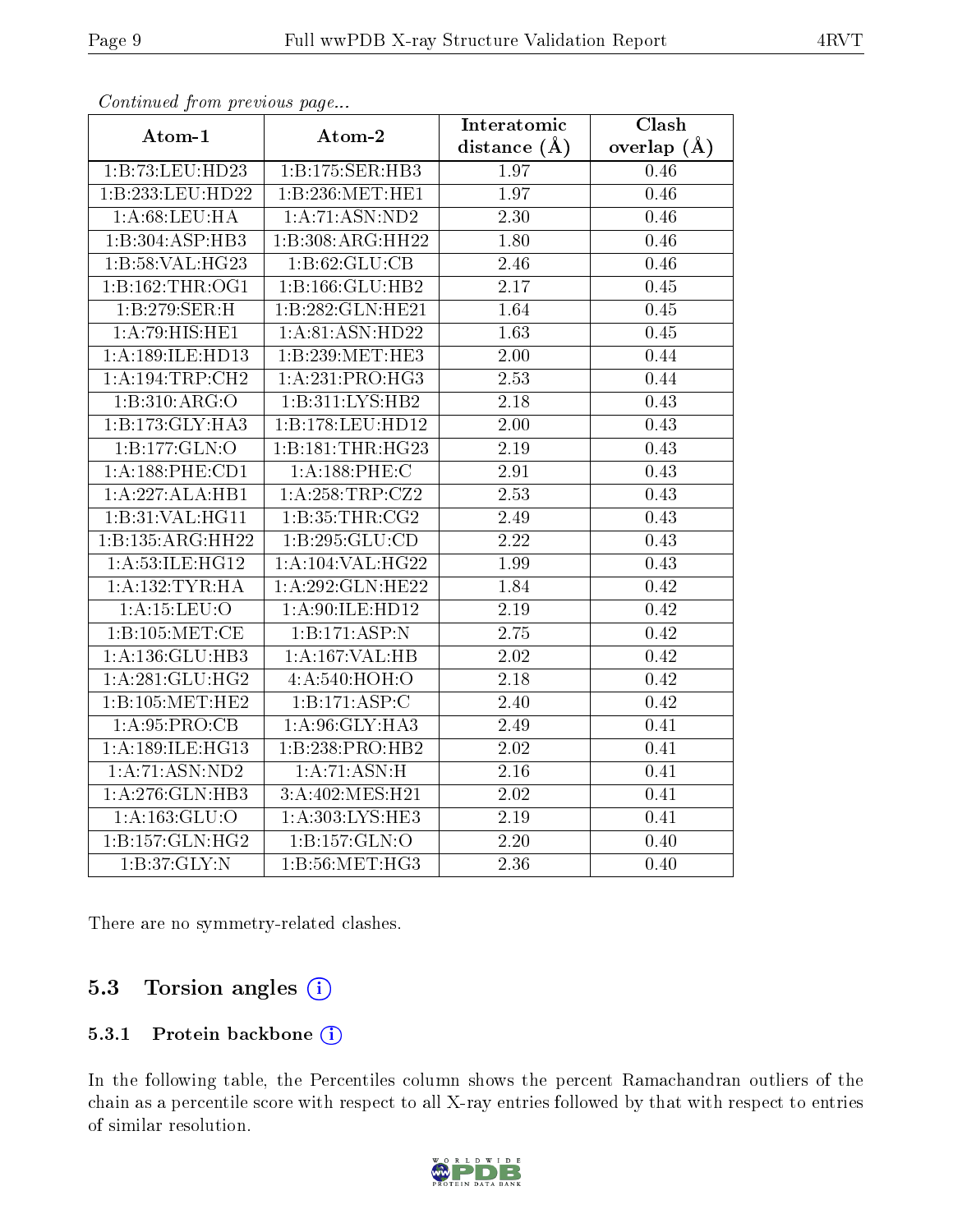*Continued from previous page...*

| Atom-1 | Atom-2 | Interatomic distance (Å) | Clash overlap (Å) |
|---|---|---|---|
| 1:B:73:LEU:HD23 | 1:B:175:SER:HB3 | 1.97 | 0.46 |
| 1:B:233:LEU:HD22 | 1:B:236:MET:HE1 | 1.97 | 0.46 |
| 1:A:68:LEU:HA | 1:A:71:ASN:ND2 | 2.30 | 0.46 |
| 1:B:304:ASP:HB3 | 1:B:308:ARG:HH22 | 1.80 | 0.46 |
| 1:B:58:VAL:HG23 | 1:B:62:GLU:CB | 2.46 | 0.46 |
| 1:B:162:THR:OG1 | 1:B:166:GLU:HB2 | 2.17 | 0.45 |
| 1:B:279:SER:H | 1:B:282:GLN:HE21 | 1.64 | 0.45 |
| 1:A:79:HIS:HE1 | 1:A:81:ASN:HD22 | 1.63 | 0.45 |
| 1:A:189:ILE:HD13 | 1:B:239:MET:HE3 | 2.00 | 0.44 |
| 1:A:194:TRP:CH2 | 1:A:231:PRO:HG3 | 2.53 | 0.44 |
| 1:B:310:ARG:O | 1:B:311:LYS:HB2 | 2.18 | 0.43 |
| 1:B:173:GLY:HA3 | 1:B:178:LEU:HD12 | 2.00 | 0.43 |
| 1:B:177:GLN:O | 1:B:181:THR:HG23 | 2.19 | 0.43 |
| 1:A:188:PHE:CD1 | 1:A:188:PHE:C | 2.91 | 0.43 |
| 1:A:227:ALA:HB1 | 1:A:258:TRP:CZ2 | 2.53 | 0.43 |
| 1:B:31:VAL:HG11 | 1:B:35:THR:CG2 | 2.49 | 0.43 |
| 1:B:135:ARG:HH22 | 1:B:295:GLU:CD | 2.22 | 0.43 |
| 1:A:53:ILE:HG12 | 1:A:104:VAL:HG22 | 1.99 | 0.43 |
| 1:A:132:TYR:HA | 1:A:292:GLN:HE22 | 1.84 | 0.42 |
| 1:A:15:LEU:O | 1:A:90:ILE:HD12 | 2.19 | 0.42 |
| 1:B:105:MET:CE | 1:B:171:ASP:N | 2.75 | 0.42 |
| 1:A:136:GLU:HB3 | 1:A:167:VAL:HB | 2.02 | 0.42 |
| 1:A:281:GLU:HG2 | 4:A:540:HOH:O | 2.18 | 0.42 |
| 1:B:105:MET:HE2 | 1:B:171:ASP:C | 2.40 | 0.42 |
| 1:A:95:PRO:CB | 1:A:96:GLY:HA3 | 2.49 | 0.41 |
| 1:A:189:ILE:HG13 | 1:B:238:PRO:HB2 | 2.02 | 0.41 |
| 1:A:71:ASN:ND2 | 1:A:71:ASN:H | 2.16 | 0.41 |
| 1:A:276:GLN:HB3 | 3:A:402:MES:H21 | 2.02 | 0.41 |
| 1:A:163:GLU:O | 1:A:303:LYS:HE3 | 2.19 | 0.41 |
| 1:B:157:GLN:HG2 | 1:B:157:GLN:O | 2.20 | 0.40 |
| 1:B:37:GLY:N | 1:B:56:MET:HG3 | 2.36 | 0.40 |

There are no symmetry-related clashes.

## 5.3 Torsion angles

### 5.3.1 Protein backbone

In the following table, the Percentiles column shows the percent Ramachandran outliers of the chain as a percentile score with respect to all X-ray entries followed by that with respect to entries of similar resolution.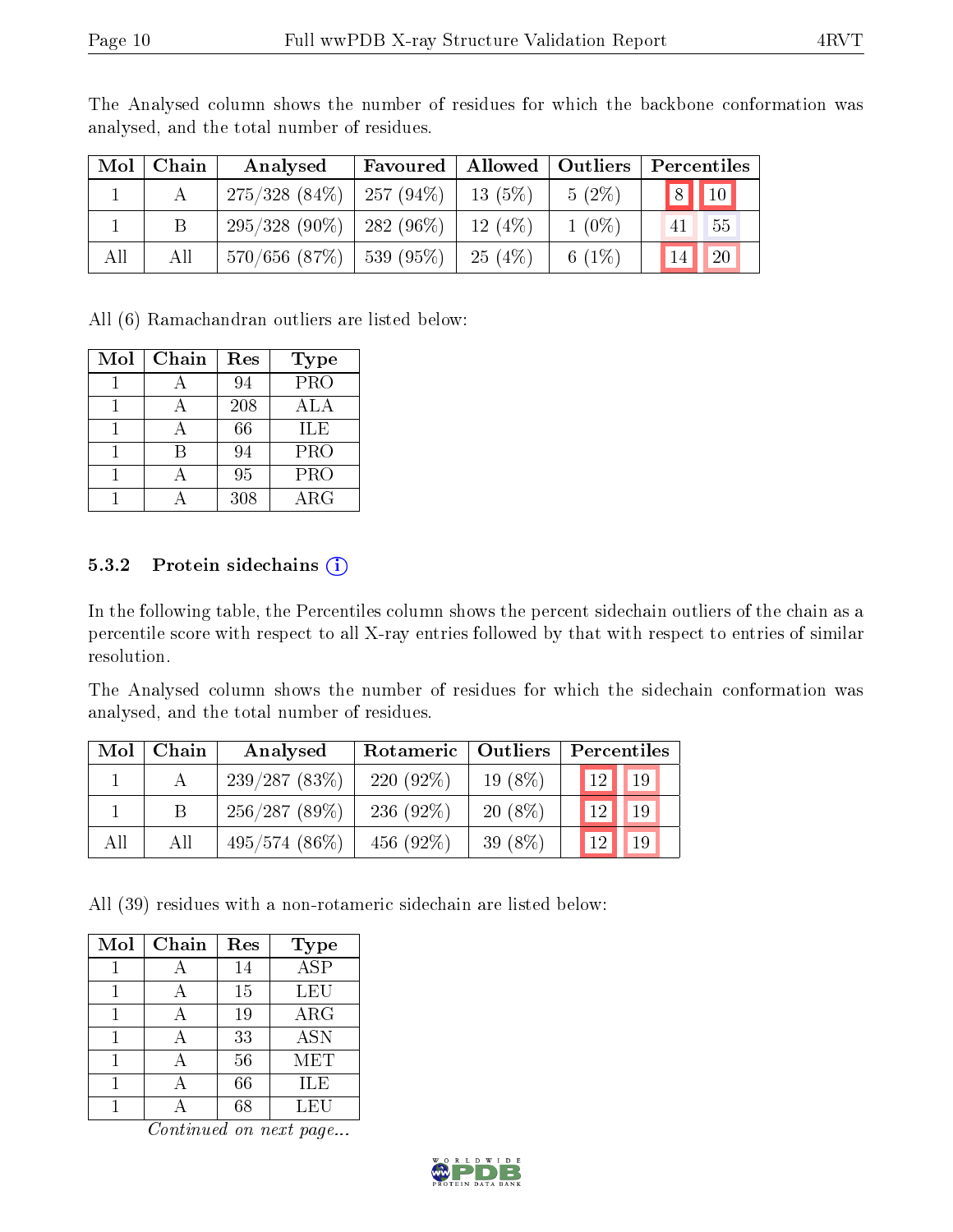The Analysed column shows the number of residues for which the backbone conformation was analysed, and the total number of residues.

| Mol | Chain | Analysed | Favoured | Allowed | Outliers | Percentiles | |
|---|---|---|---|---|---|---|---|
| 1 | A | 275/328 (84%) | 257 (94%) | 13 (5%) | 5 (2%) | 8 | 10 |
| 1 | B | 295/328 (90%) | 282 (96%) | 12 (4%) | 1 (0%) | 41 | 55 |
| All | All | 570/656 (87%) | 539 (95%) | 25 (4%) | 6 (1%) | 14 | 20 |

All (6) Ramachandran outliers are listed below:

| Mol | Chain | Res | Type |
|---|---|---|---|
| 1 | A | 94 | PRO |
| 1 | A | 208 | ALA |
| 1 | A | 66 | ILE |
| 1 | B | 94 | PRO |
| 1 | A | 95 | PRO |
| 1 | A | 308 | ARG |

### 5.3.2 Protein sidechains

In the following table, the Percentiles column shows the percent sidechain outliers of the chain as a percentile score with respect to all X-ray entries followed by that with respect to entries of similar resolution.

The Analysed column shows the number of residues for which the sidechain conformation was analysed, and the total number of residues.

| Mol | Chain | Analysed | Rotameric | Outliers | Percentiles | |
|---|---|---|---|---|---|---|
| 1 | A | 239/287 (83%) | 220 (92%) | 19 (8%) | 12 | 19 |
| 1 | B | 256/287 (89%) | 236 (92%) | 20 (8%) | 12 | 19 |
| All | All | 495/574 (86%) | 456 (92%) | 39 (8%) | 12 | 19 |

All (39) residues with a non-rotameric sidechain are listed below:

| Mol | Chain | Res | Type |
|---|---|---|---|
| 1 | A | 14 | ASP |
| 1 | A | 15 | LEU |
| 1 | A | 19 | ARG |
| 1 | A | 33 | ASN |
| 1 | A | 56 | MET |
| 1 | A | 66 | ILE |
| 1 | A | 68 | LEU |

*Continued on next page...*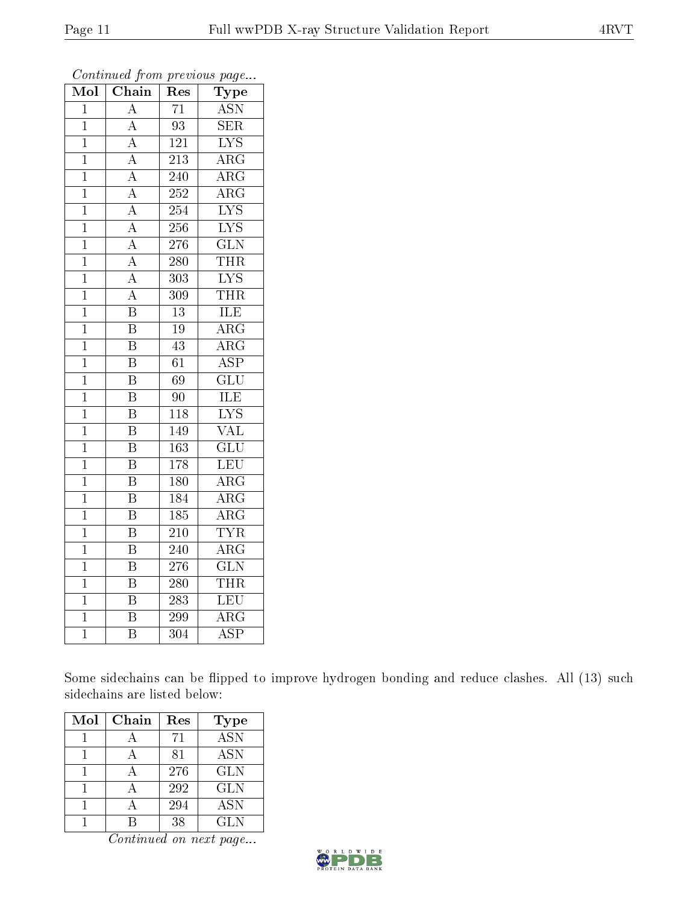*Continued from previous page...*

| Mol | Chain | Res | Type |
|---|---|---|---|
| 1 | A | 71 | ASN |
| 1 | A | 93 | SER |
| 1 | A | 121 | LYS |
| 1 | A | 213 | ARG |
| 1 | A | 240 | ARG |
| 1 | A | 252 | ARG |
| 1 | A | 254 | LYS |
| 1 | A | 256 | LYS |
| 1 | A | 276 | GLN |
| 1 | A | 280 | THR |
| 1 | A | 303 | LYS |
| 1 | A | 309 | THR |
| 1 | B | 13 | ILE |
| 1 | B | 19 | ARG |
| 1 | B | 43 | ARG |
| 1 | B | 61 | ASP |
| 1 | B | 69 | GLU |
| 1 | B | 90 | ILE |
| 1 | B | 118 | LYS |
| 1 | B | 149 | VAL |
| 1 | B | 163 | GLU |
| 1 | B | 178 | LEU |
| 1 | B | 180 | ARG |
| 1 | B | 184 | ARG |
| 1 | B | 185 | ARG |
| 1 | B | 210 | TYR |
| 1 | B | 240 | ARG |
| 1 | B | 276 | GLN |
| 1 | B | 280 | THR |
| 1 | B | 283 | LEU |
| 1 | B | 299 | ARG |
| 1 | B | 304 | ASP |

Some sidechains can be flipped to improve hydrogen bonding and reduce clashes. All (13) such sidechains are listed below:

| Mol | Chain | Res | Type |
|---|---|---|---|
| 1 | A | 71 | ASN |
| 1 | A | 81 | ASN |
| 1 | A | 276 | GLN |
| 1 | A | 292 | GLN |
| 1 | A | 294 | ASN |
| 1 | B | 38 | GLN |

*Continued on next page...*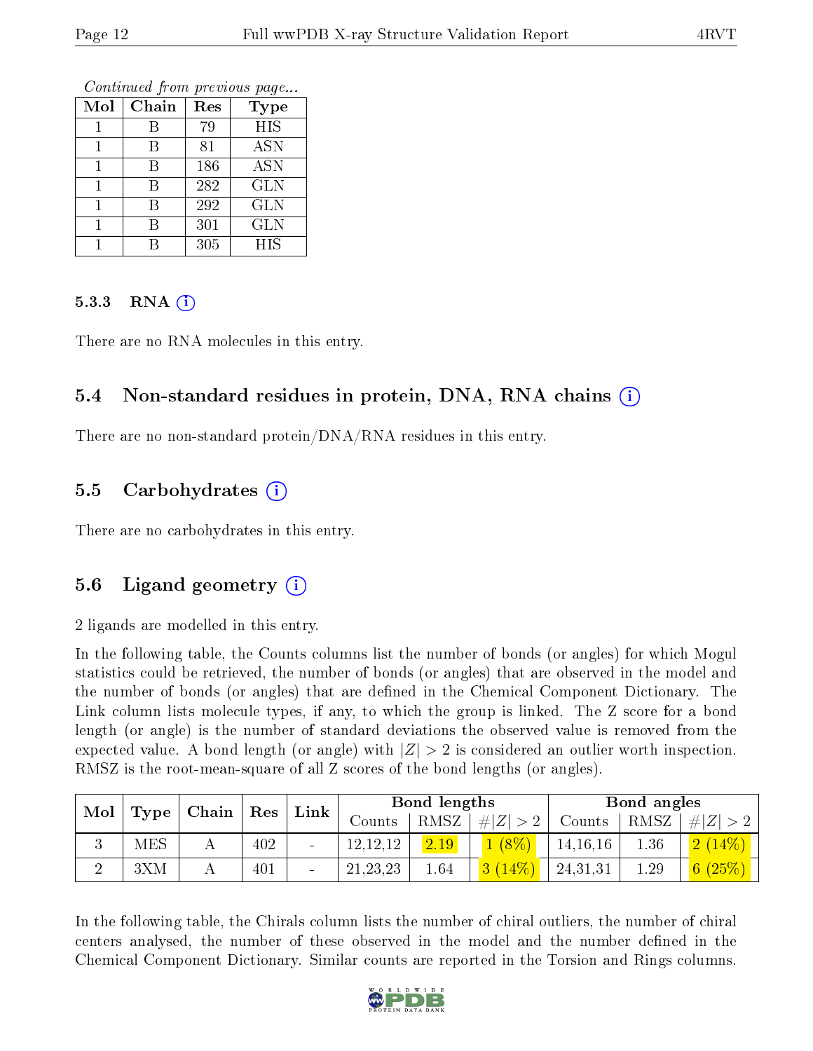*Continued from previous page...*

| Mol | Chain | Res | Type |
|---|---|---|---|
| 1 | B | 79 | HIS |
| 1 | B | 81 | ASN |
| 1 | B | 186 | ASN |
| 1 | B | 282 | GLN |
| 1 | B | 292 | GLN |
| 1 | B | 301 | GLN |
| 1 | B | 305 | HIS |

#### 5.3.3 RNA (i)

There are no RNA molecules in this entry.

### 5.4 Non-standard residues in protein, DNA, RNA chains (i)

There are no non-standard protein/DNA/RNA residues in this entry.

### 5.5 Carbohydrates (i)

There are no carbohydrates in this entry.

### 5.6 Ligand geometry (i)

2 ligands are modelled in this entry.

In the following table, the Counts columns list the number of bonds (or angles) for which Mogul statistics could be retrieved, the number of bonds (or angles) that are observed in the model and the number of bonds (or angles) that are defined in the Chemical Component Dictionary. The Link column lists molecule types, if any, to which the group is linked. The Z score for a bond length (or angle) is the number of standard deviations the observed value is removed from the expected value. A bond length (or angle) with $|Z| > 2$ is considered an outlier worth inspection. RMSZ is the root-mean-square of all Z scores of the bond lengths (or angles).

| Mol | Type | Chain | Res | Link | Bond lengths | | | Bond angles | | |
|---|---|---|---|---|---|---|---|---|---|---|
| | | | | | Counts | RMSZ | $\#\|Z\| > 2$ | Counts | RMSZ | $\#\|Z\| > 2$ |
| 3 | MES | A | 402 | - | 12,12,12 | 2.19 | 1 (8%) | 14,16,16 | 1.36 | 2 (14%) |
| 2 | 3XM | A | 401 | - | 21,23,23 | 1.64 | 3 (14%) | 24,31,31 | 1.29 | 6 (25%) |

In the following table, the Chirals column lists the number of chiral outliers, the number of chiral centers analysed, the number of these observed in the model and the number defined in the Chemical Component Dictionary. Similar counts are reported in the Torsion and Rings columns.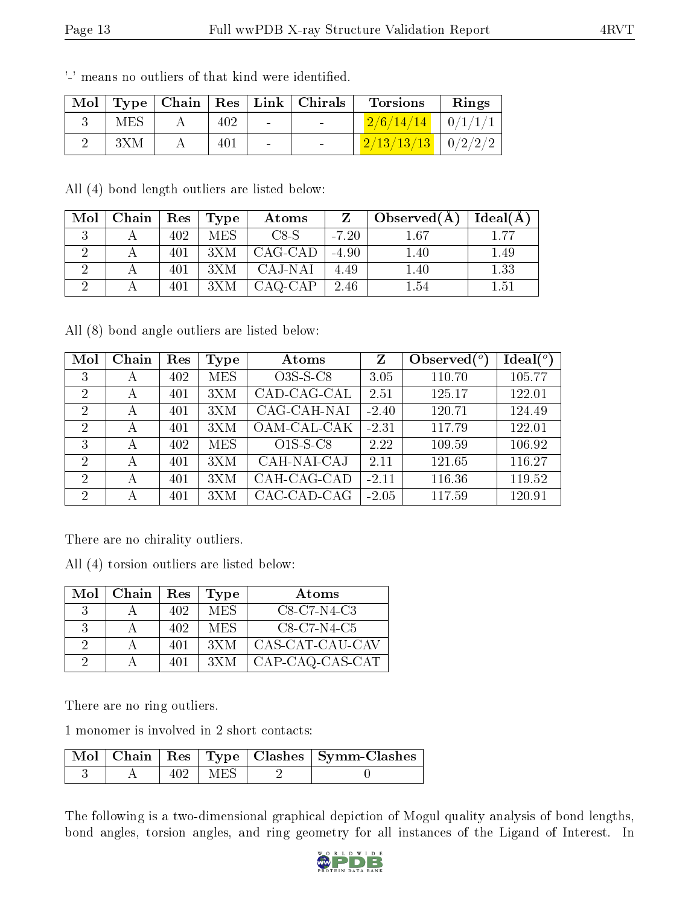'-' means no outliers of that kind were identified.

| Mol | Type | Chain | Res | Link | Chirals | Torsions | Rings |
|---|---|---|---|---|---|---|---|
| 3 | MES | A | 402 | - | - | 2/6/14/14 | 0/1/1/1 |
| 2 | 3XM | A | 401 | - | - | 2/13/13/13 | 0/2/2/2 |

All (4) bond length outliers are listed below:

| Mol | Chain | Res | Type | Atoms | Z | Observed(Å) | Ideal(Å) |
|---|---|---|---|---|---|---|---|
| 3 | A | 402 | MES | C8-S | -7.20 | 1.67 | 1.77 |
| 2 | A | 401 | 3XM | CAG-CAD | -4.90 | 1.40 | 1.49 |
| 2 | A | 401 | 3XM | CAJ-NAI | 4.49 | 1.40 | 1.33 |
| 2 | A | 401 | 3XM | CAQ-CAP | 2.46 | 1.54 | 1.51 |

All (8) bond angle outliers are listed below:

| Mol | Chain | Res | Type | Atoms | Z | Observed(°) | Ideal(°) |
|---|---|---|---|---|---|---|---|
| 3 | A | 402 | MES | O3S-S-C8 | 3.05 | 110.70 | 105.77 |
| 2 | A | 401 | 3XM | CAD-CAG-CAL | 2.51 | 125.17 | 122.01 |
| 2 | A | 401 | 3XM | CAG-CAH-NAI | -2.40 | 120.71 | 124.49 |
| 2 | A | 401 | 3XM | OAM-CAL-CAK | -2.31 | 117.79 | 122.01 |
| 3 | A | 402 | MES | O1S-S-C8 | 2.22 | 109.59 | 106.92 |
| 2 | A | 401 | 3XM | CAH-NAI-CAJ | 2.11 | 121.65 | 116.27 |
| 2 | A | 401 | 3XM | CAH-CAG-CAD | -2.11 | 116.36 | 119.52 |
| 2 | A | 401 | 3XM | CAC-CAD-CAG | -2.05 | 117.59 | 120.91 |

There are no chirality outliers.

All (4) torsion outliers are listed below:

| Mol | Chain | Res | Type | Atoms |
|---|---|---|---|---|
| 3 | A | 402 | MES | C8-C7-N4-C3 |
| 3 | A | 402 | MES | C8-C7-N4-C5 |
| 2 | A | 401 | 3XM | CAS-CAT-CAU-CAV |
| 2 | A | 401 | 3XM | CAP-CAQ-CAS-CAT |

There are no ring outliers.

1 monomer is involved in 2 short contacts:

| Mol | Chain | Res | Type | Clashes | Symm-Clashes |
|---|---|---|---|---|---|
| 3 | A | 402 | MES | 2 | 0 |

The following is a two-dimensional graphical depiction of Mogul quality analysis of bond lengths, bond angles, torsion angles, and ring geometry for all instances of the Ligand of Interest. In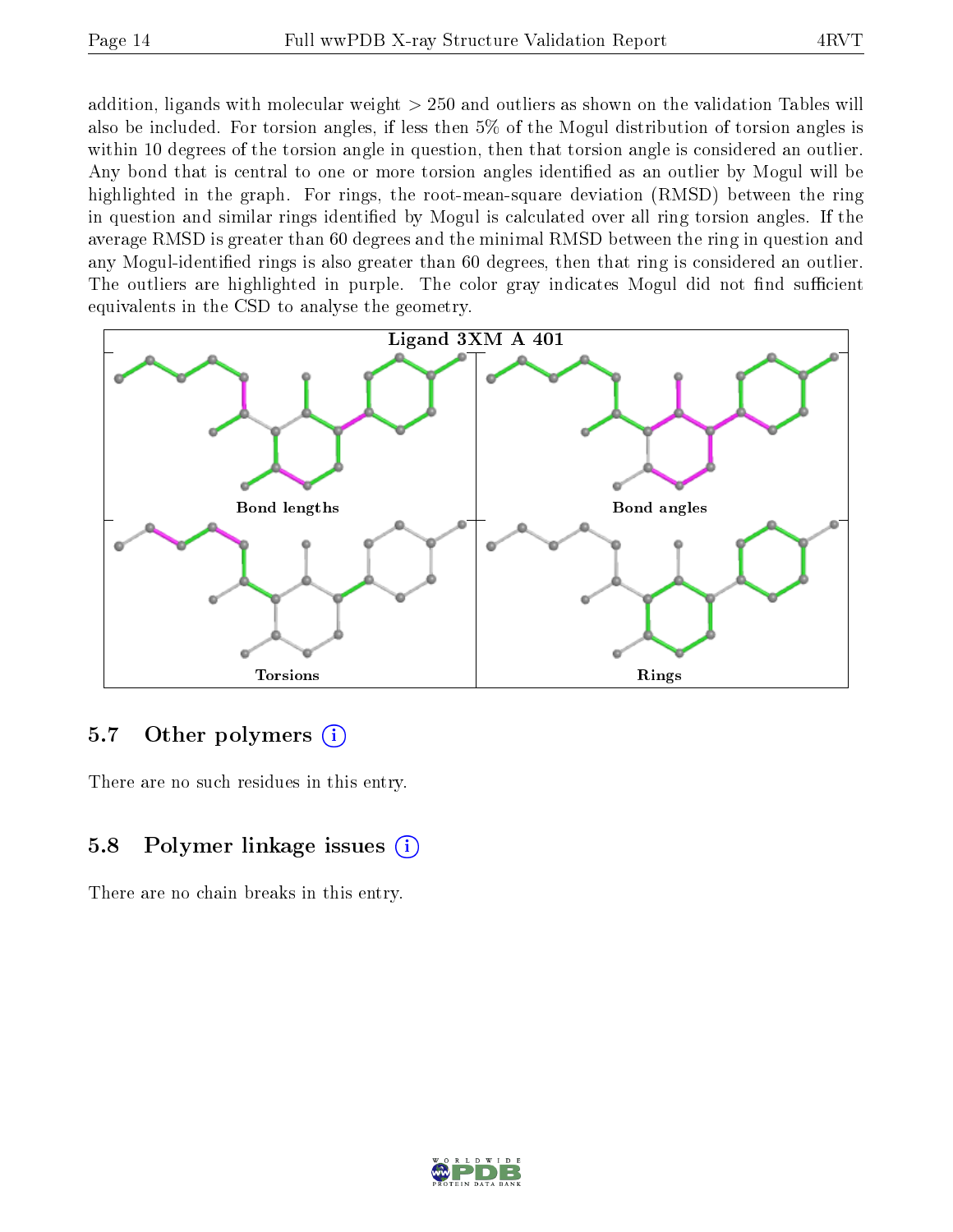addition, ligands with molecular weight > 250 and outliers as shown on the validation Tables will also be included. For torsion angles, if less then 5% of the Mogul distribution of torsion angles is within 10 degrees of the torsion angle in question, then that torsion angle is considered an outlier. Any bond that is central to one or more torsion angles identified as an outlier by Mogul will be highlighted in the graph. For rings, the root-mean-square deviation (RMSD) between the ring in question and similar rings identified by Mogul is calculated over all ring torsion angles. If the average RMSD is greater than 60 degrees and the minimal RMSD between the ring in question and any Mogul-identified rings is also greater than 60 degrees, then that ring is considered an outlier. The outliers are highlighted in purple. The color gray indicates Mogul did not find sufficient equivalents in the CSD to analyse the geometry.

Ligand 3XM A 401

Bond lengths

Bond angles

Torsions

Rings

## 5.7 Other polymers

There are no such residues in this entry.

## 5.8 Polymer linkage issues

There are no chain breaks in this entry.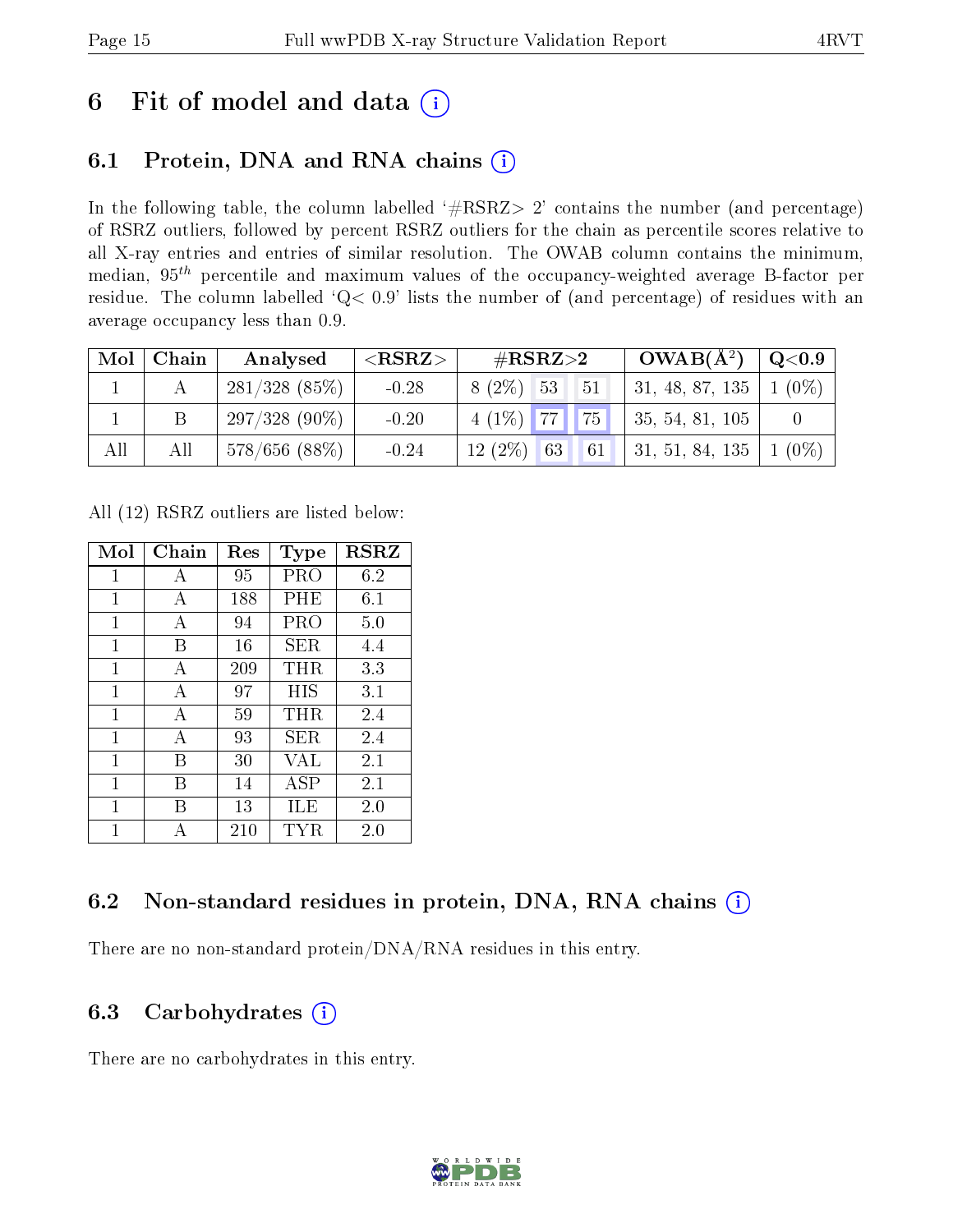# 6 Fit of model and data

## 6.1 Protein, DNA and RNA chains

In the following table, the column labelled '#RSRZ> 2' contains the number (and percentage) of RSRZ outliers, followed by percent RSRZ outliers for the chain as percentile scores relative to all X-ray entries and entries of similar resolution. The OWAB column contains the minimum, median, $95^{th}$ percentile and maximum values of the occupancy-weighted average B-factor per residue. The column labelled 'Q< 0.9' lists the number of (and percentage) of residues with an average occupancy less than 0.9.

| Mol | Chain | Analysed | <RSRZ> | #RSRZ>2 | | | OWAB(Å$^2$) | Q<0.9 |
|---|---|---|---|---|---|---|---|---|
| 1 | A | 281/328 (85%) | -0.28 | 8 (2%) | 53 | 51 | 31, 48, 87, 135 | 1 (0%) |
| 1 | B | 297/328 (90%) | -0.20 | 4 (1%) | 77 | 75 | 35, 54, 81, 105 | 0 |
| All | All | 578/656 (88%) | -0.24 | 12 (2%) | 63 | 61 | 31, 51, 84, 135 | 1 (0%) |

All (12) RSRZ outliers are listed below:

| Mol | Chain | Res | Type | RSRZ |
|---|---|---|---|---|
| 1 | A | 95 | PRO | 6.2 |
| 1 | A | 188 | PHE | 6.1 |
| 1 | A | 94 | PRO | 5.0 |
| 1 | B | 16 | SER | 4.4 |
| 1 | A | 209 | THR | 3.3 |
| 1 | A | 97 | HIS | 3.1 |
| 1 | A | 59 | THR | 2.4 |
| 1 | A | 93 | SER | 2.4 |
| 1 | B | 30 | VAL | 2.1 |
| 1 | B | 14 | ASP | 2.1 |
| 1 | B | 13 | ILE | 2.0 |
| 1 | A | 210 | TYR | 2.0 |

## 6.2 Non-standard residues in protein, DNA, RNA chains

There are no non-standard protein/DNA/RNA residues in this entry.

## 6.3 Carbohydrates

There are no carbohydrates in this entry.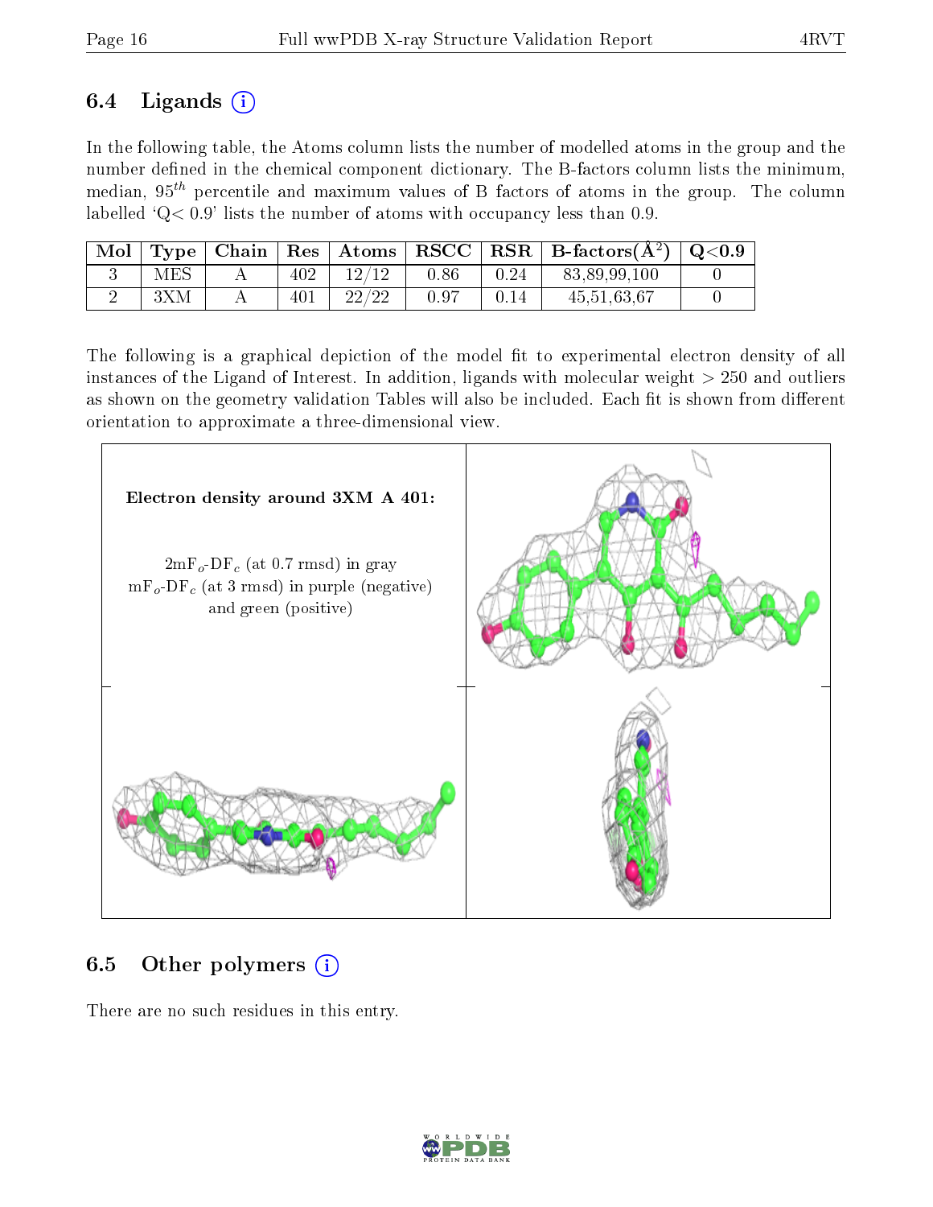### 6.4 Ligands (i)

In the following table, the Atoms column lists the number of modelled atoms in the group and the number defined in the chemical component dictionary. The B-factors column lists the minimum, median, $95^{th}$ percentile and maximum values of B factors of atoms in the group. The column labelled 'Q< 0.9' lists the number of atoms with occupancy less than 0.9.

| Mol | Type | Chain | Res | Atoms | RSCC | RSR | B-factors($Å^2$) | Q<0.9 |
|---|---|---|---|---|---|---|---|---|
| 3 | MES | A | 402 | 12/12 | 0.86 | 0.24 | 83,89,99,100 | 0 |
| 2 | 3XM | A | 401 | 22/22 | 0.97 | 0.14 | 45,51,63,67 | 0 |

The following is a graphical depiction of the model fit to experimental electron density of all instances of the Ligand of Interest. In addition, ligands with molecular weight > 250 and outliers as shown on the geometry validation Tables will also be included. Each fit is shown from different orientation to approximate a three-dimensional view.

**Electron density around 3XM A 401:**

$2mF_o$-$DF_c$ (at 0.7 rmsd) in gray
$mF_o$-$DF_c$ (at 3 rmsd) in purple (negative) and green (positive)

### 6.5 Other polymers (i)

There are no such residues in this entry.